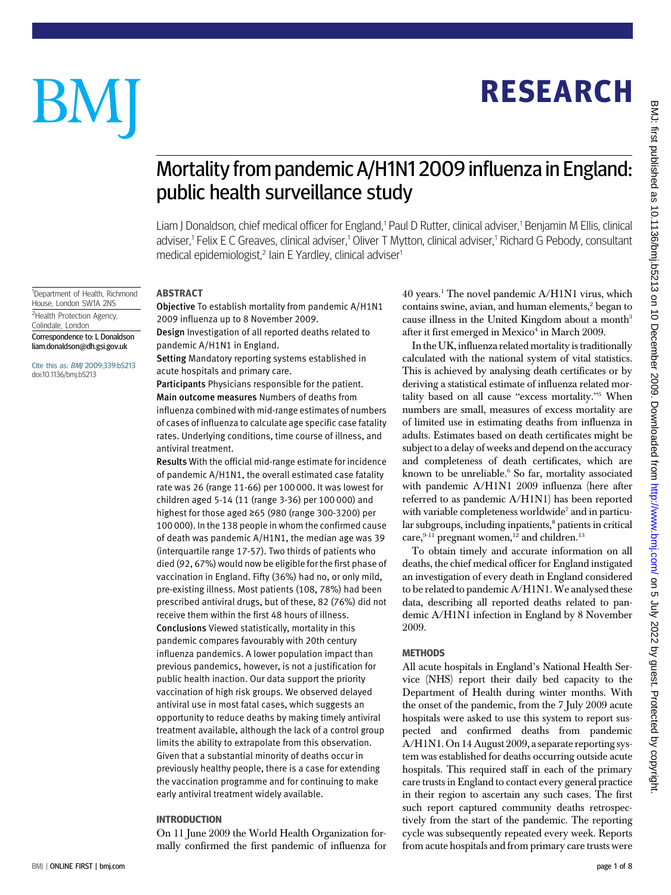# Mortality from pandemic A/H1N1 2009 influenza in England: public health surveillance study

Liam J Donaldson, chief medical officer for England,[1] Paul D Rutter, clinical adviser,[1] Benjamin M Ellis, clinical adviser,[1] Felix E C Greaves, clinical adviser,[1] Oliver T Mytton, clinical adviser,[1] Richard G Pebody, consultant medical epidemiologist,[2] Iain E Yardley, clinical adviser[1]

[1]Department of Health, Richmond House, London SW1A 2NS

[2]Health Protection Agency, Colindale, London

Correspondence to: L Donaldson liam.donaldson@dh.gsi.gov.uk

Cite this as: *BMJ* 2009;339:b5213 doi:10.1136/bmj.b5213

## ABSTRACT

**Objective** To establish mortality from pandemic A/H1N1 2009 influenza up to 8 November 2009.

**Design** Investigation of all reported deaths related to pandemic A/H1N1 in England.

**Setting** Mandatory reporting systems established in acute hospitals and primary care.

**Participants** Physicians responsible for the patient.

**Main outcome measures** Numbers of deaths from influenza combined with mid-range estimates of numbers of cases of influenza to calculate age specific case fatality rates. Underlying conditions, time course of illness, and antiviral treatment.

**Results** With the official mid-range estimate for incidence of pandemic A/H1N1, the overall estimated case fatality rate was 26 (range 11-66) per 100 000. It was lowest for children aged 5-14 (11 (range 3-36) per 100 000) and highest for those aged ≥65 (980 (range 300-3200) per 100 000). In the 138 people in whom the confirmed cause of death was pandemic A/H1N1, the median age was 39 (interquartile range 17-57). Two thirds of patients who died (92, 67%) would now be eligible for the first phase of vaccination in England. Fifty (36%) had no, or only mild, pre-existing illness. Most patients (108, 78%) had been prescribed antiviral drugs, but of these, 82 (76%) did not receive them within the first 48 hours of illness.

**Conclusions** Viewed statistically, mortality in this pandemic compares favourably with 20th century influenza pandemics. A lower population impact than previous pandemics, however, is not a justification for public health inaction. Our data support the priority vaccination of high risk groups. We observed delayed antiviral use in most fatal cases, which suggests an opportunity to reduce deaths by making timely antiviral treatment available, although the lack of a control group limits the ability to extrapolate from this observation. Given that a substantial minority of deaths occur in previously healthy people, there is a case for extending the vaccination programme and for continuing to make early antiviral treatment widely available.

## INTRODUCTION

On 11 June 2009 the World Health Organization formally confirmed the first pandemic of influenza for 40 years.[1] The novel pandemic A/H1N1 virus, which contains swine, avian, and human elements,[2] began to cause illness in the United Kingdom about a month[3] after it first emerged in Mexico[4] in March 2009.

In the UK, influenza related mortality is traditionally calculated with the national system of vital statistics. This is achieved by analysing death certificates or by deriving a statistical estimate of influenza related mortality based on all cause "excess mortality."[5] When numbers are small, measures of excess mortality are of limited use in estimating deaths from influenza in adults. Estimates based on death certificates might be subject to a delay of weeks and depend on the accuracy and completeness of death certificates, which are known to be unreliable.[6] So far, mortality associated with pandemic A/H1N1 2009 influenza (here after referred to as pandemic A/H1N1) has been reported with variable completeness worldwide[7] and in particular subgroups, including inpatients,[8] patients in critical care,[9-11] pregnant women,[12] and children.[13]

To obtain timely and accurate information on all deaths, the chief medical officer for England instigated an investigation of every death in England considered to be related to pandemic A/H1N1. We analysed these data, describing all reported deaths related to pandemic A/H1N1 infection in England by 8 November 2009.

## METHODS

All acute hospitals in England's National Health Service (NHS) report their daily bed capacity to the Department of Health during winter months. With the onset of the pandemic, from the 7 July 2009 acute hospitals were asked to use this system to report suspected and confirmed deaths from pandemic A/H1N1. On 14 August 2009, a separate reporting system was established for deaths occurring outside acute hospitals. This required staff in each of the primary care trusts in England to contact every general practice in their region to ascertain any such cases. The first such report captured community deaths retrospectively from the start of the pandemic. The reporting cycle was subsequently repeated every week. Reports from acute hospitals and from primary care trusts were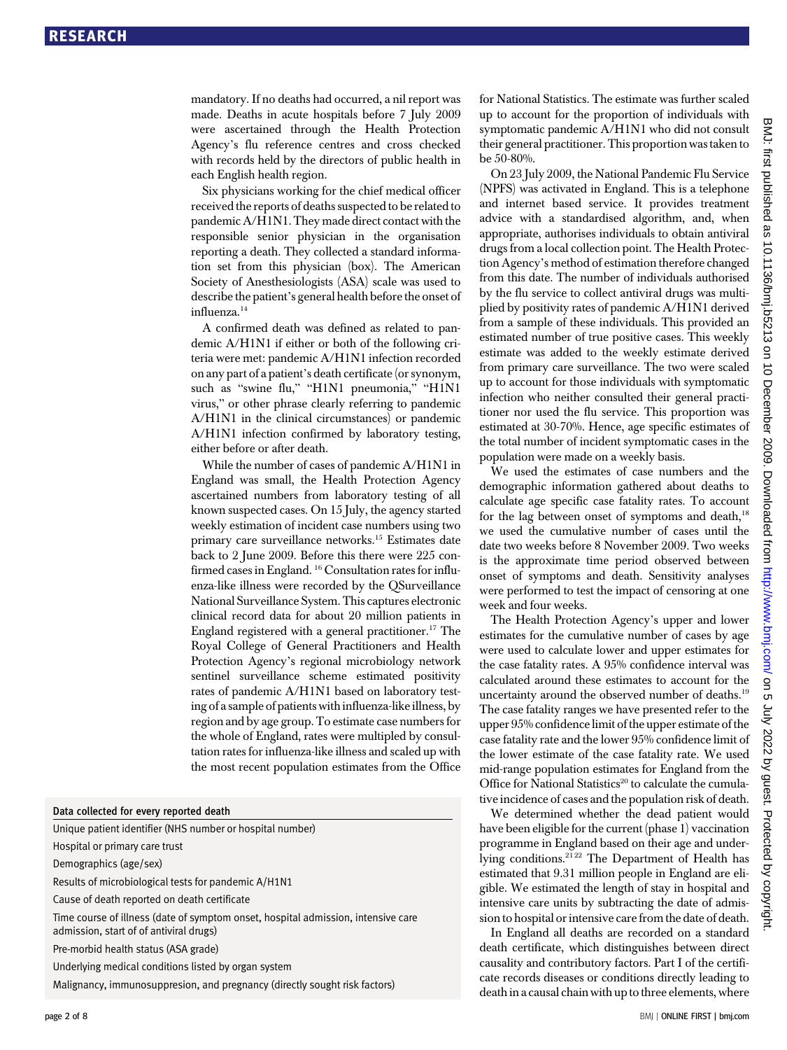mandatory. If no deaths had occurred, a nil report was made. Deaths in acute hospitals before 7 July 2009 were ascertained through the Health Protection Agency's flu reference centres and cross checked with records held by the directors of public health in each English health region.

Six physicians working for the chief medical officer received the reports of deaths suspected to be related to pandemic A/H1N1. They made direct contact with the responsible senior physician in the organisation reporting a death. They collected a standard information set from this physician (box). The American Society of Anesthesiologists (ASA) scale was used to describe the patient's general health before the onset of influenza.[14]

A confirmed death was defined as related to pandemic A/H1N1 if either or both of the following criteria were met: pandemic A/H1N1 infection recorded on any part of a patient's death certificate (or synonym, such as "swine flu," "H1N1 pneumonia," "H1N1 virus," or other phrase clearly referring to pandemic A/H1N1 in the clinical circumstances) or pandemic A/H1N1 infection confirmed by laboratory testing, either before or after death.

While the number of cases of pandemic A/H1N1 in England was small, the Health Protection Agency ascertained numbers from laboratory testing of all known suspected cases. On 15 July, the agency started weekly estimation of incident case numbers using two primary care surveillance networks.[15] Estimates date back to 2 June 2009. Before this there were 225 confirmed cases in England.[16] Consultation rates for influenza-like illness were recorded by the QSurveillance National Surveillance System. This captures electronic clinical record data for about 20 million patients in England registered with a general practitioner.[17] The Royal College of General Practitioners and Health Protection Agency's regional microbiology network sentinel surveillance scheme estimated positivity rates of pandemic A/H1N1 based on laboratory testing of a sample of patients with influenza-like illness, by region and by age group. To estimate case numbers for the whole of England, rates were multipled by consultation rates for influenza-like illness and scaled up with the most recent population estimates from the Office for National Statistics. The estimate was further scaled up to account for the proportion of individuals with symptomatic pandemic A/H1N1 who did not consult their general practitioner. This proportion was taken to be 50-80%.

On 23 July 2009, the National Pandemic Flu Service (NPFS) was activated in England. This is a telephone and internet based service. It provides treatment advice with a standardised algorithm, and, when appropriate, authorises individuals to obtain antiviral drugs from a local collection point. The Health Protection Agency's method of estimation therefore changed from this date. The number of individuals authorised by the flu service to collect antiviral drugs was multiplied by positivity rates of pandemic A/H1N1 derived from a sample of these individuals. This provided an estimated number of true positive cases. This weekly estimate was added to the weekly estimate derived from primary care surveillance. The two were scaled up to account for those individuals with symptomatic infection who neither consulted their general practitioner nor used the flu service. This proportion was estimated at 30-70%. Hence, age specific estimates of the total number of incident symptomatic cases in the population were made on a weekly basis.

We used the estimates of case numbers and the demographic information gathered about deaths to calculate age specific case fatality rates. To account for the lag between onset of symptoms and death,[18] we used the cumulative number of cases until the date two weeks before 8 November 2009. Two weeks is the approximate time period observed between onset of symptoms and death. Sensitivity analyses were performed to test the impact of censoring at one week and four weeks.

The Health Protection Agency's upper and lower estimates for the cumulative number of cases by age were used to calculate lower and upper estimates for the case fatality rates. A 95% confidence interval was calculated around these estimates to account for the uncertainty around the observed number of deaths.[19] The case fatality ranges we have presented refer to the upper 95% confidence limit of the upper estimate of the case fatality rate and the lower 95% confidence limit of the lower estimate of the case fatality rate. We used mid-range population estimates for England from the Office for National Statistics[20] to calculate the cumulative incidence of cases and the population risk of death.

We determined whether the dead patient would have been eligible for the current (phase 1) vaccination programme in England based on their age and underlying conditions.[21,22] The Department of Health has estimated that 9.31 million people in England are eligible. We estimated the length of stay in hospital and intensive care units by subtracting the date of admission to hospital or intensive care from the date of death.

In England all deaths are recorded on a standard death certificate, which distinguishes between direct causality and contributory factors. Part I of the certificate records diseases or conditions directly leading to death in a causal chain with up to three elements, where

**Data collected for every reported death**

- Unique patient identifier (NHS number or hospital number)
- Hospital or primary care trust
- Demographics (age/sex)
- Results of microbiological tests for pandemic A/H1N1
- Cause of death reported on death certificate
- Time course of illness (date of symptom onset, hospital admission, intensive care admission, start of of antiviral drugs)
- Pre-morbid health status (ASA grade)
- Underlying medical conditions listed by organ system
- Malignancy, immunosuppresion, and pregnancy (directly sought risk factors)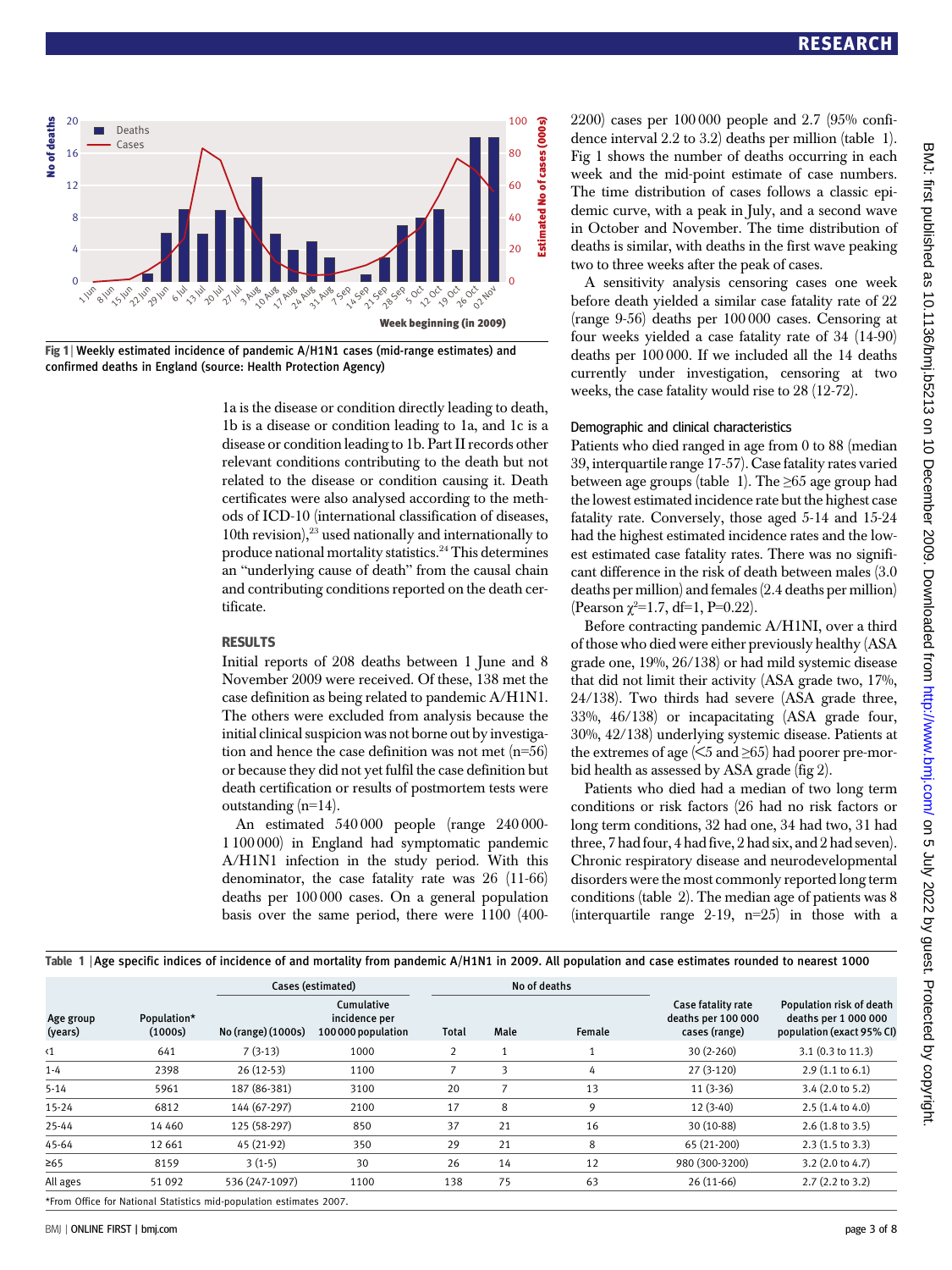Fig 1 | Weekly estimated incidence of pandemic A/H1N1 cases (mid-range estimates) and confirmed deaths in England (source: Health Protection Agency)

1a is the disease or condition directly leading to death, 1b is a disease or condition leading to 1a, and 1c is a disease or condition leading to 1b. Part II records other relevant conditions contributing to the death but not related to the disease or condition causing it. Death certificates were also analysed according to the methods of ICD-10 (international classification of diseases, 10th revision),[23] used nationally and internationally to produce national mortality statistics.[24] This determines an "underlying cause of death" from the causal chain and contributing conditions reported on the death certificate.

## RESULTS

Initial reports of 208 deaths between 1 June and 8 November 2009 were received. Of these, 138 met the case definition as being related to pandemic A/H1N1. The others were excluded from analysis because the initial clinical suspicion was not borne out by investigation and hence the case definition was not met (n=56) or because they did not yet fulfil the case definition but death certification or results of postmortem tests were outstanding (n=14).

An estimated 540 000 people (range 240 000-1 100 000) in England had symptomatic pandemic A/H1N1 infection in the study period. With this denominator, the case fatality rate was 26 (11-66) deaths per 100 000 cases. On a general population basis over the same period, there were 1100 (400-2200) cases per 100 000 people and 2.7 (95% confidence interval 2.2 to 3.2) deaths per million (table 1). Fig 1 shows the number of deaths occurring in each week and the mid-point estimate of case numbers. The time distribution of cases follows a classic epidemic curve, with a peak in July, and a second wave in October and November. The time distribution of deaths is similar, with deaths in the first wave peaking two to three weeks after the peak of cases.

A sensitivity analysis censoring cases one week before death yielded a similar case fatality rate of 22 (range 9-56) deaths per 100 000 cases. Censoring at four weeks yielded a case fatality rate of 34 (14-90) deaths per 100 000. If we included all the 14 deaths currently under investigation, censoring at two weeks, the case fatality would rise to 28 (12-72).

### Demographic and clinical characteristics

Patients who died ranged in age from 0 to 88 (median 39, interquartile range 17-57). Case fatality rates varied between age groups (table 1). The ≥65 age group had the lowest estimated incidence rate but the highest case fatality rate. Conversely, those aged 5-14 and 15-24 had the highest estimated incidence rates and the lowest estimated case fatality rates. There was no significant difference in the risk of death between males (3.0 deaths per million) and females (2.4 deaths per million) (Pearson $\chi^2$=1.7, df=1, P=0.22).

Before contracting pandemic A/H1NI, over a third of those who died were either previously healthy (ASA grade one, 19%, 26/138) or had mild systemic disease that did not limit their activity (ASA grade two, 17%, 24/138). Two thirds had severe (ASA grade three, 33%, 46/138) or incapacitating (ASA grade four, 30%, 42/138) underlying systemic disease. Patients at the extremes of age (<5 and ≥65) had poorer pre-morbid health as assessed by ASA grade (fig 2).

Patients who died had a median of two long term conditions or risk factors (26 had no risk factors or long term conditions, 32 had one, 34 had two, 31 had three, 7 had four, 4 had five, 2 had six, and 2 had seven). Chronic respiratory disease and neurodevelopmental disorders were the most commonly reported long term conditions (table 2). The median age of patients was 8 (interquartile range 2-19, n=25) in those with a

Table 1 | Age specific indices of incidence of and mortality from pandemic A/H1N1 in 2009. All population and case estimates rounded to nearest 1000

| Age group (years) | Population* (1000s) | Cases (estimated) | | No of deaths | | | Case fatality rate deaths per 100 000 cases (range) | Population risk of death deaths per 1 000 000 population (exact 95% CI) |
|---|---|---|---|---|---|---|---|---|
| | | No (range) (1000s) | Cumulative incidence per 100 000 population | Total | Male | Female | | |
| <1 | 641 | 7 (3-13) | 1000 | 2 | 1 | 1 | 30 (2-260) | 3.1 (0.3 to 11.3) |
| 1-4 | 2398 | 26 (12-53) | 1100 | 7 | 3 | 4 | 27 (3-120) | 2.9 (1.1 to 6.1) |
| 5-14 | 5961 | 187 (86-381) | 3100 | 20 | 7 | 13 | 11 (3-36) | 3.4 (2.0 to 5.2) |
| 15-24 | 6812 | 144 (67-297) | 2100 | 17 | 8 | 9 | 12 (3-40) | 2.5 (1.4 to 4.0) |
| 25-44 | 14 460 | 125 (58-297) | 850 | 37 | 21 | 16 | 30 (10-88) | 2.6 (1.8 to 3.5) |
| 45-64 | 12 661 | 45 (21-92) | 350 | 29 | 21 | 8 | 65 (21-200) | 2.3 (1.5 to 3.3) |
| ≥65 | 8159 | 3 (1-5) | 30 | 26 | 14 | 12 | 980 (300-3200) | 3.2 (2.0 to 4.7) |
| All ages | 51 092 | 536 (247-1097) | 1100 | 138 | 75 | 63 | 26 (11-66) | 2.7 (2.2 to 3.2) |

*From Office for National Statistics mid-population estimates 2007.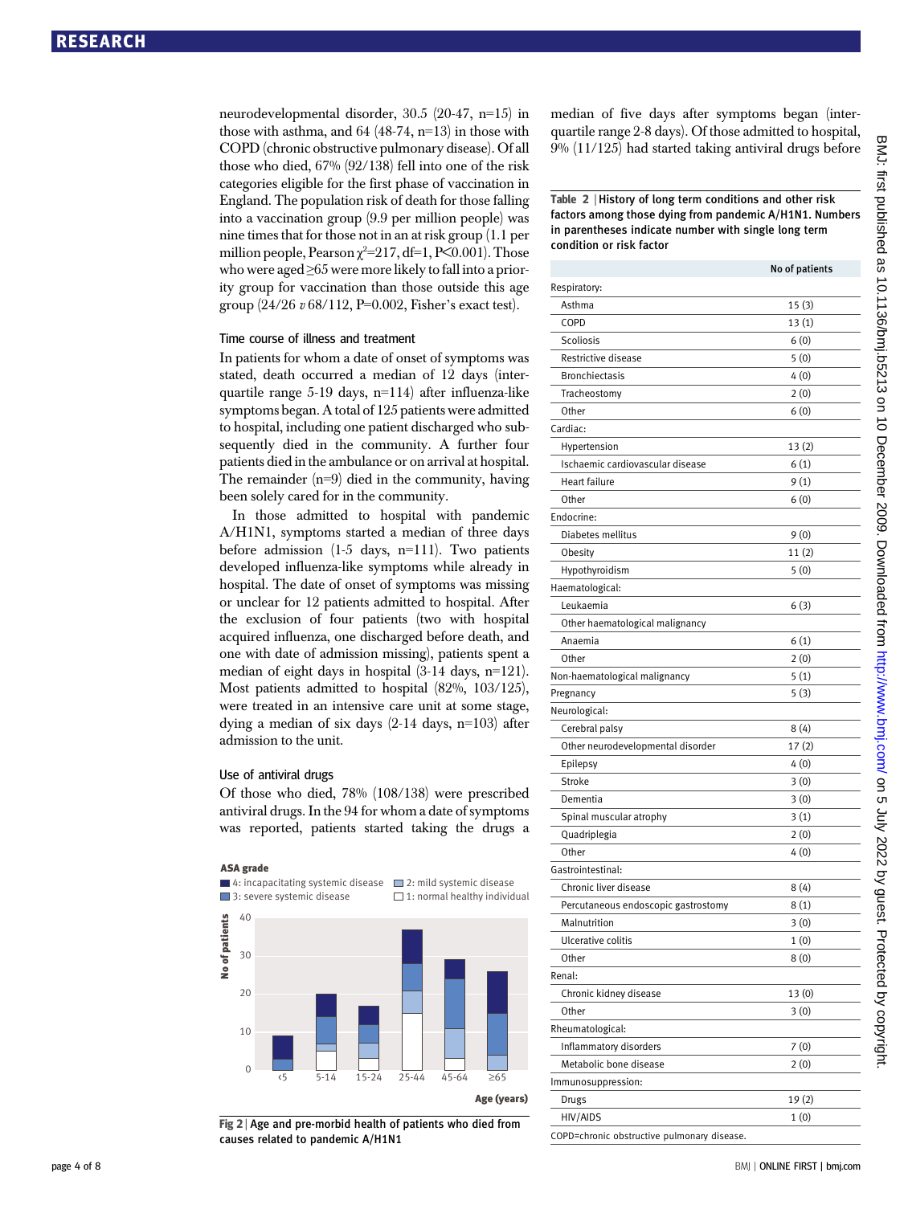neurodevelopmental disorder, 30.5 (20-47, n=15) in those with asthma, and 64 (48-74, n=13) in those with COPD (chronic obstructive pulmonary disease). Of all those who died, 67% (92/138) fell into one of the risk categories eligible for the first phase of vaccination in England. The population risk of death for those falling into a vaccination group (9.9 per million people) was nine times that for those not in an at risk group (1.1 per million people, Pearson $\chi^2$=217, df=1, P<0.001). Those who were aged ≥65 were more likely to fall into a priority group for vaccination than those outside this age group (24/26 *v* 68/112, P=0.002, Fisher's exact test).

### Time course of illness and treatment

In patients for whom a date of onset of symptoms was stated, death occurred a median of 12 days (interquartile range 5-19 days, n=114) after influenza-like symptoms began. A total of 125 patients were admitted to hospital, including one patient discharged who subsequently died in the community. A further four patients died in the ambulance or on arrival at hospital. The remainder (n=9) died in the community, having been solely cared for in the community.

In those admitted to hospital with pandemic A/H1N1, symptoms started a median of three days before admission (1-5 days, n=111). Two patients developed influenza-like symptoms while already in hospital. The date of onset of symptoms was missing or unclear for 12 patients admitted to hospital. After the exclusion of four patients (two with hospital acquired influenza, one discharged before death, and one with date of admission missing), patients spent a median of eight days in hospital (3-14 days, n=121). Most patients admitted to hospital (82%, 103/125), were treated in an intensive care unit at some stage, dying a median of six days (2-14 days, n=103) after admission to the unit.

### Use of antiviral drugs

Of those who died, 78% (108/138) were prescribed antiviral drugs. In the 94 for whom a date of symptoms was reported, patients started taking the drugs a median of five days after symptoms began (interquartile range 2-8 days). Of those admitted to hospital, 9% (11/125) had started taking antiviral drugs before

Fig 2 | Age and pre-morbid health of patients who died from causes related to pandemic A/H1N1

**Table 2** | History of long term conditions and other risk factors among those dying from pandemic A/H1N1. Numbers in parentheses indicate number with single long term condition or risk factor

| | No of patients |
|---|---|
| **Respiratory:** | |
| Asthma | 15 (3) |
| COPD | 13 (1) |
| Scoliosis | 6 (0) |
| Restrictive disease | 5 (0) |
| Bronchiectasis | 4 (0) |
| Tracheostomy | 2 (0) |
| Other | 6 (0) |
| **Cardiac:** | |
| Hypertension | 13 (2) |
| Ischaemic cardiovascular disease | 6 (1) |
| Heart failure | 9 (1) |
| Other | 6 (0) |
| **Endocrine:** | |
| Diabetes mellitus | 9 (0) |
| Obesity | 11 (2) |
| Hypothyroidism | 5 (0) |
| **Haematological:** | |
| Leukaemia | 6 (3) |
| Other haematological malignancy | |
| Anaemia | 6 (1) |
| Other | 2 (0) |
| Non-haematological malignancy | 5 (1) |
| Pregnancy | 5 (3) |
| **Neurological:** | |
| Cerebral palsy | 8 (4) |
| Other neurodevelopmental disorder | 17 (2) |
| Epilepsy | 4 (0) |
| Stroke | 3 (0) |
| Dementia | 3 (0) |
| Spinal muscular atrophy | 3 (1) |
| Quadriplegia | 2 (0) |
| Other | 4 (0) |
| **Gastrointestinal:** | |
| Chronic liver disease | 8 (4) |
| Percutaneous endoscopic gastrostomy | 8 (1) |
| Malnutrition | 3 (0) |
| Ulcerative colitis | 1 (0) |
| Other | 8 (0) |
| **Renal:** | |
| Chronic kidney disease | 13 (0) |
| Other | 3 (0) |
| **Rheumatological:** | |
| Inflammatory disorders | 7 (0) |
| Metabolic bone disease | 2 (0) |
| **Immunosuppression:** | |
| Drugs | 19 (2) |
| HIV/AIDS | 1 (0) |

COPD=chronic obstructive pulmonary disease.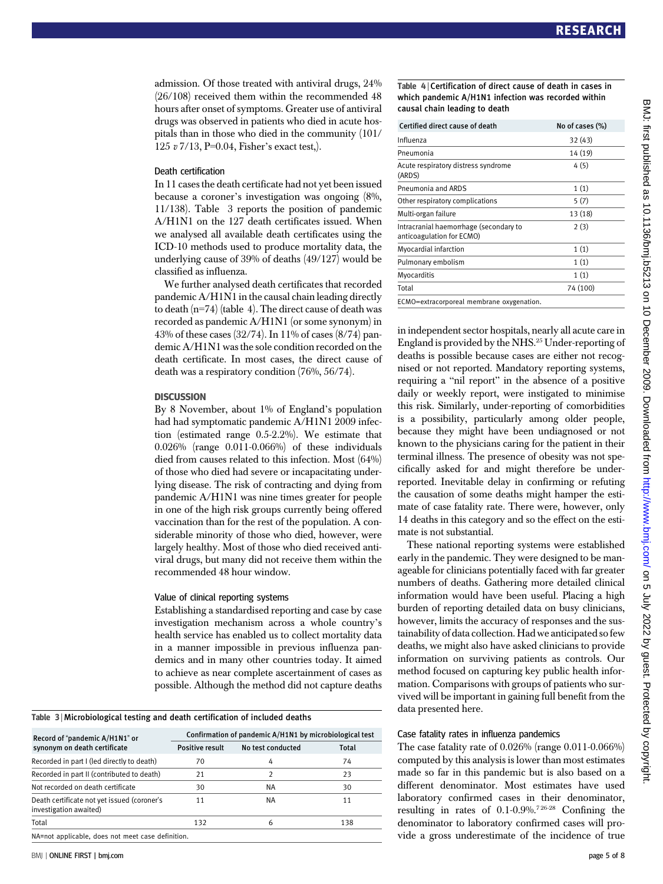admission. Of those treated with antiviral drugs, 24% (26/108) received them within the recommended 48 hours after onset of symptoms. Greater use of antiviral drugs was observed in patients who died in acute hospitals than in those who died in the community (101/125 *v* 7/13, P=0.04, Fisher's exact test,).

### Death certification

In 11 cases the death certificate had not yet been issued because a coroner's investigation was ongoing (8%, 11/138). Table 3 reports the position of pandemic A/H1N1 on the 127 death certificates issued. When we analysed all available death certificates using the ICD-10 methods used to produce mortality data, the underlying cause of 39% of deaths (49/127) would be classified as influenza.

We further analysed death certificates that recorded pandemic A/H1N1 in the causal chain leading directly to death (n=74) (table 4). The direct cause of death was recorded as pandemic A/H1N1 (or some synonym) in 43% of these cases (32/74). In 11% of cases (8/74) pandemic A/H1N1 was the sole condition recorded on the death certificate. In most cases, the direct cause of death was a respiratory condition (76%, 56/74).

Table 3 | Microbiological testing and death certification of included deaths

| Record of "pandemic A/H1N1" or synonym on death certificate | Confirmation of pandemic A/H1N1 by microbiological test | | |
|---|---|---|---|
| | Positive result | No test conducted | Total |
| Recorded in part I (led directly to death) | 70 | 4 | 74 |
| Recorded in part II (contributed to death) | 21 | 2 | 23 |
| Not recorded on death certificate | 30 | NA | 30 |
| Death certificate not yet issued (coroner's investigation awaited) | 11 | NA | 11 |
| Total | 132 | 6 | 138 |

NA=not applicable, does not meet case definition.

Table 4 | Certification of direct cause of death in cases in which pandemic A/H1N1 infection was recorded within causal chain leading to death

| Certified direct cause of death | No of cases (%) |
|---|---|
| Influenza | 32 (43) |
| Pneumonia | 14 (19) |
| Acute respiratory distress syndrome (ARDS) | 4 (5) |
| Pneumonia and ARDS | 1 (1) |
| Other respiratory complications | 5 (7) |
| Multi-organ failure | 13 (18) |
| Intracranial haemorrhage (secondary to anticoagulation for ECMO) | 2 (3) |
| Myocardial infarction | 1 (1) |
| Pulmonary embolism | 1 (1) |
| Myocarditis | 1 (1) |
| Total | 74 (100) |

ECMO=extracorporeal membrane oxygenation.

## DISCUSSION

By 8 November, about 1% of England's population had had symptomatic pandemic A/H1N1 2009 infection (estimated range 0.5-2.2%). We estimate that 0.026% (range 0.011-0.066%) of these individuals died from causes related to this infection. Most (64%) of those who died had severe or incapacitating underlying disease. The risk of contracting and dying from pandemic A/H1N1 was nine times greater for people in one of the high risk groups currently being offered vaccination than for the rest of the population. A considerable minority of those who died, however, were largely healthy. Most of those who died received antiviral drugs, but many did not receive them within the recommended 48 hour window.

### Value of clinical reporting systems

Establishing a standardised reporting and case by case investigation mechanism across a whole country's health service has enabled us to collect mortality data in a manner impossible in previous influenza pandemics and in many other countries today. It aimed to achieve as near complete ascertainment of cases as possible. Although the method did not capture deaths in independent sector hospitals, nearly all acute care in England is provided by the NHS.[25] Under-reporting of deaths is possible because cases are either not recognised or not reported. Mandatory reporting systems, requiring a "nil report" in the absence of a positive daily or weekly report, were instigated to minimise this risk. Similarly, under-reporting of comorbidities is a possibility, particularly among older people, because they might have been undiagnosed or not known to the physicians caring for the patient in their terminal illness. The presence of obesity was not specifically asked for and might therefore be under-reported. Inevitable delay in confirming or refuting the causation of some deaths might hamper the estimate of case fatality rate. There were, however, only 14 deaths in this category and so the effect on the estimate is not substantial.

These national reporting systems were established early in the pandemic. They were designed to be manageable for clinicians potentially faced with far greater numbers of deaths. Gathering more detailed clinical information would have been useful. Placing a high burden of reporting detailed data on busy clinicians, however, limits the accuracy of responses and the sustainability of data collection. Had we anticipated so few deaths, we might also have asked clinicians to provide information on surviving patients as controls. Our method focused on capturing key public health information. Comparisons with groups of patients who survived will be important in gaining full benefit from the data presented here.

### Case fatality rates in influenza pandemics

The case fatality rate of 0.026% (range 0.011-0.066%) computed by this analysis is lower than most estimates made so far in this pandemic but is also based on a different denominator. Most estimates have used laboratory confirmed cases in their denominator, resulting in rates of 0.1-0.9%.[7 26-28] Confining the denominator to laboratory confirmed cases will provide a gross underestimate of the incidence of true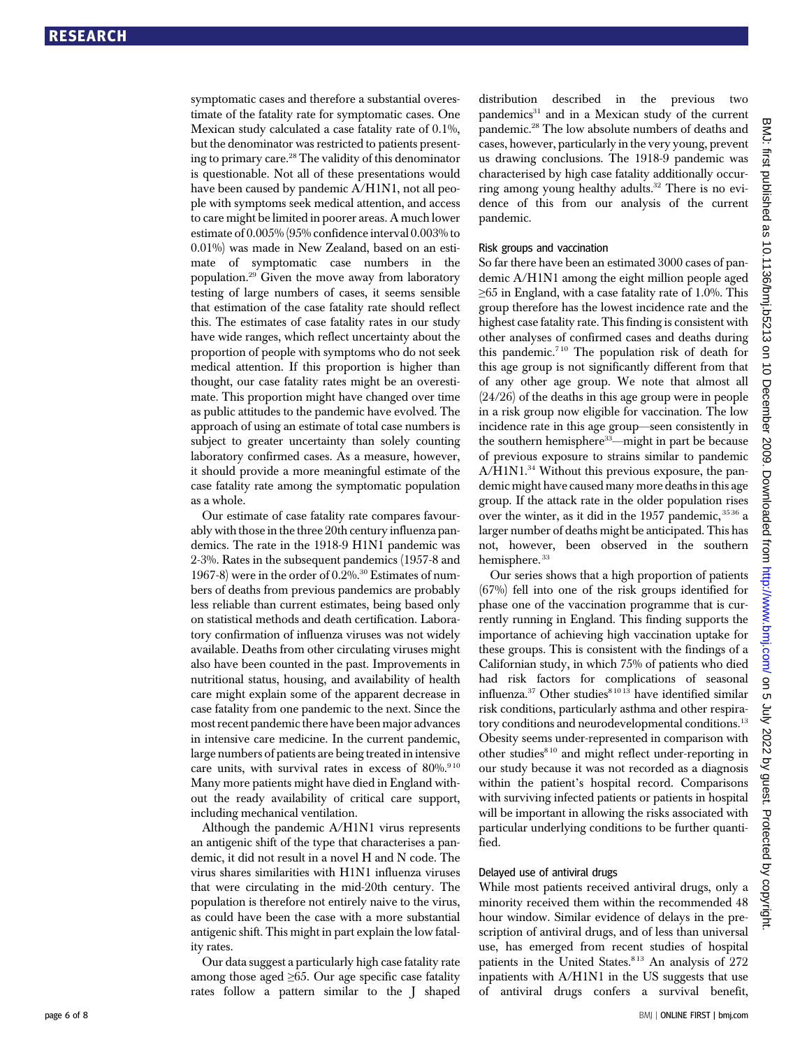symptomatic cases and therefore a substantial overestimate of the fatality rate for symptomatic cases. One Mexican study calculated a case fatality rate of 0.1%, but the denominator was restricted to patients presenting to primary care.[28] The validity of this denominator is questionable. Not all of these presentations would have been caused by pandemic A/H1N1, not all people with symptoms seek medical attention, and access to care might be limited in poorer areas. A much lower estimate of 0.005% (95% confidence interval 0.003% to 0.01%) was made in New Zealand, based on an estimate of symptomatic case numbers in the population.[29] Given the move away from laboratory testing of large numbers of cases, it seems sensible that estimation of the case fatality rate should reflect this. The estimates of case fatality rates in our study have wide ranges, which reflect uncertainty about the proportion of people with symptoms who do not seek medical attention. If this proportion is higher than thought, our case fatality rates might be an overestimate. This proportion might have changed over time as public attitudes to the pandemic have evolved. The approach of using an estimate of total case numbers is subject to greater uncertainty than solely counting laboratory confirmed cases. As a measure, however, it should provide a more meaningful estimate of the case fatality rate among the symptomatic population as a whole.

Our estimate of case fatality rate compares favourably with those in the three 20th century influenza pandemics. The rate in the 1918-9 H1N1 pandemic was 2-3%. Rates in the subsequent pandemics (1957-8 and 1967-8) were in the order of 0.2%.[30] Estimates of numbers of deaths from previous pandemics are probably less reliable than current estimates, being based only on statistical methods and death certification. Laboratory confirmation of influenza viruses was not widely available. Deaths from other circulating viruses might also have been counted in the past. Improvements in nutritional status, housing, and availability of health care might explain some of the apparent decrease in case fatality from one pandemic to the next. Since the most recent pandemic there have been major advances in intensive care medicine. In the current pandemic, large numbers of patients are being treated in intensive care units, with survival rates in excess of 80%.[9,10] Many more patients might have died in England without the ready availability of critical care support, including mechanical ventilation.

Although the pandemic A/H1N1 virus represents an antigenic shift of the type that characterises a pandemic, it did not result in a novel H and N code. The virus shares similarities with H1N1 influenza viruses that were circulating in the mid-20th century. The population is therefore not entirely naive to the virus, as could have been the case with a more substantial antigenic shift. This might in part explain the low fatality rates.

Our data suggest a particularly high case fatality rate among those aged ≥65. Our age specific case fatality rates follow a pattern similar to the J shaped distribution described in the previous two pandemics[31] and in a Mexican study of the current pandemic.[28] The low absolute numbers of deaths and cases, however, particularly in the very young, prevent us drawing conclusions. The 1918-9 pandemic was characterised by high case fatality additionally occurring among young healthy adults.[32] There is no evidence of this from our analysis of the current pandemic.

### Risk groups and vaccination

So far there have been an estimated 3000 cases of pandemic A/H1N1 among the eight million people aged ≥65 in England, with a case fatality rate of 1.0%. This group therefore has the lowest incidence rate and the highest case fatality rate. This finding is consistent with other analyses of confirmed cases and deaths during this pandemic.[7,10] The population risk of death for this age group is not significantly different from that of any other age group. We note that almost all (24/26) of the deaths in this age group were in people in a risk group now eligible for vaccination. The low incidence rate in this age group—seen consistently in the southern hemisphere[33]—might in part be because of previous exposure to strains similar to pandemic A/H1N1.[34] Without this previous exposure, the pandemic might have caused many more deaths in this age group. If the attack rate in the older population rises over the winter, as it did in the 1957 pandemic,[35,36] a larger number of deaths might be anticipated. This has not, however, been observed in the southern hemisphere.[33]

Our series shows that a high proportion of patients (67%) fell into one of the risk groups identified for phase one of the vaccination programme that is currently running in England. This finding supports the importance of achieving high vaccination uptake for these groups. This is consistent with the findings of a Californian study, in which 75% of patients who died had risk factors for complications of seasonal influenza.[37] Other studies[8,10,13] have identified similar risk conditions, particularly asthma and other respiratory conditions and neurodevelopmental conditions.[13] Obesity seems under-represented in comparison with other studies[8,10] and might reflect under-reporting in our study because it was not recorded as a diagnosis within the patient's hospital record. Comparisons with surviving infected patients or patients in hospital will be important in allowing the risks associated with particular underlying conditions to be further quantified.

### Delayed use of antiviral drugs

While most patients received antiviral drugs, only a minority received them within the recommended 48 hour window. Similar evidence of delays in the prescription of antiviral drugs, and of less than universal use, has emerged from recent studies of hospital patients in the United States.[8,13] An analysis of 272 inpatients with A/H1N1 in the US suggests that use of antiviral drugs confers a survival benefit,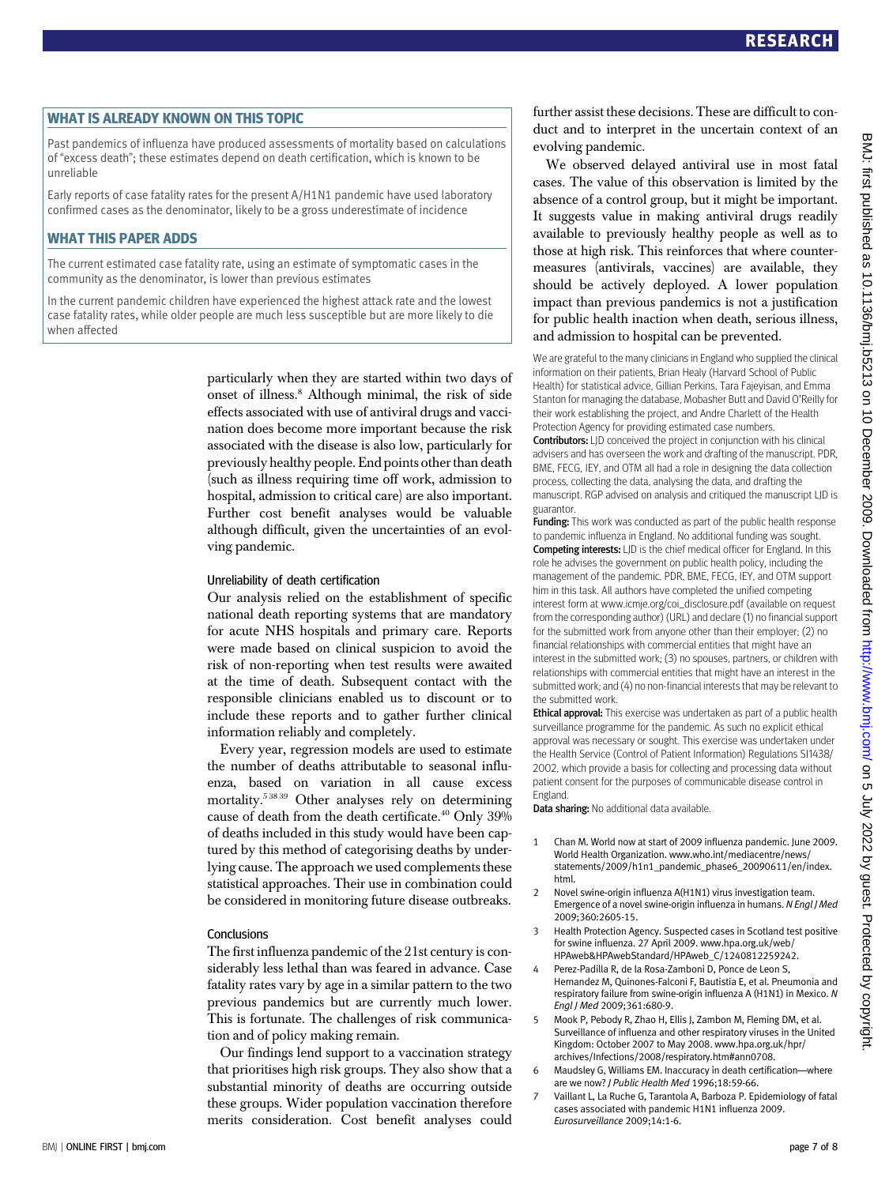## WHAT IS ALREADY KNOWN ON THIS TOPIC

Past pandemics of influenza have produced assessments of mortality based on calculations of "excess death"; these estimates depend on death certification, which is known to be unreliable

Early reports of case fatality rates for the present A/H1N1 pandemic have used laboratory confirmed cases as the denominator, likely to be a gross underestimate of incidence

## WHAT THIS PAPER ADDS

The current estimated case fatality rate, using an estimate of symptomatic cases in the community as the denominator, is lower than previous estimates

In the current pandemic children have experienced the highest attack rate and the lowest case fatality rates, while older people are much less susceptible but are more likely to die when affected

particularly when they are started within two days of onset of illness.[8] Although minimal, the risk of side effects associated with use of antiviral drugs and vaccination does become more important because the risk associated with the disease is also low, particularly for previously healthy people. End points other than death (such as illness requiring time off work, admission to hospital, admission to critical care) are also important. Further cost benefit analyses would be valuable although difficult, given the uncertainties of an evolving pandemic.

### Unreliability of death certification

Our analysis relied on the establishment of specific national death reporting systems that are mandatory for acute NHS hospitals and primary care. Reports were made based on clinical suspicion to avoid the risk of non-reporting when test results were awaited at the time of death. Subsequent contact with the responsible clinicians enabled us to discount or to include these reports and to gather further clinical information reliably and completely.

Every year, regression models are used to estimate the number of deaths attributable to seasonal influenza, based on variation in all cause excess mortality.[5 38 39] Other analyses rely on determining cause of death from the death certificate.[40] Only 39% of deaths included in this study would have been captured by this method of categorising deaths by underlying cause. The approach we used complements these statistical approaches. Their use in combination could be considered in monitoring future disease outbreaks.

### Conclusions

The first influenza pandemic of the 21st century is considerably less lethal than was feared in advance. Case fatality rates vary by age in a similar pattern to the two previous pandemics but are currently much lower. This is fortunate. The challenges of risk communication and of policy making remain.

Our findings lend support to a vaccination strategy that prioritises high risk groups. They also show that a substantial minority of deaths are occurring outside these groups. Wider population vaccination therefore merits consideration. Cost benefit analyses could further assist these decisions. These are difficult to conduct and to interpret in the uncertain context of an evolving pandemic.

We observed delayed antiviral use in most fatal cases. The value of this observation is limited by the absence of a control group, but it might be important. It suggests value in making antiviral drugs readily available to previously healthy people as well as to those at high risk. This reinforces that where countermeasures (antivirals, vaccines) are available, they should be actively deployed. A lower population impact than previous pandemics is not a justification for public health inaction when death, serious illness, and admission to hospital can be prevented.

We are grateful to the many clinicians in England who supplied the clinical information on their patients, Brian Healy (Harvard School of Public Health) for statistical advice, Gillian Perkins, Tara Fajeyisan, and Emma Stanton for managing the database, Mobasher Butt and David O'Reilly for their work establishing the project, and Andre Charlett of the Health Protection Agency for providing estimated case numbers.

**Contributors:** LJD conceived the project in conjunction with his clinical advisers and has overseen the work and drafting of the manuscript. PDR, BME, FECG, IEY, and OTM all had a role in designing the data collection process, collecting the data, analysing the data, and drafting the manuscript. RGP advised on analysis and critiqued the manuscript LJD is guarantor.

**Funding:** This work was conducted as part of the public health response to pandemic influenza in England. No additional funding was sought.

**Competing interests:** LJD is the chief medical officer for England. In this role he advises the government on public health policy, including the management of the pandemic. PDR, BME, FECG, IEY, and OTM support him in this task. All authors have completed the unified competing interest form at www.icmje.org/coi_disclosure.pdf (available on request from the corresponding author) (URL) and declare (1) no financial support for the submitted work from anyone other than their employer; (2) no financial relationships with commercial entities that might have an interest in the submitted work; (3) no spouses, partners, or children with relationships with commercial entities that might have an interest in the submitted work; and (4) no non-financial interests that may be relevant to the submitted work.

**Ethical approval:** This exercise was undertaken as part of a public health surveillance programme for the pandemic. As such no explicit ethical approval was necessary or sought. This exercise was undertaken under the Health Service (Control of Patient Information) Regulations SI1438/2002, which provide a basis for collecting and processing data without patient consent for the purposes of communicable disease control in England.

**Data sharing:** No additional data available.

1. Chan M. World now at start of 2009 influenza pandemic. June 2009. World Health Organization. www.who.int/mediacentre/news/statements/2009/h1n1_pandemic_phase6_20090611/en/index.html.
2. Novel swine-origin influenza A(H1N1) virus investigation team. Emergence of a novel swine-origin influenza in humans. *N Engl J Med* 2009;360:2605-15.
3. Health Protection Agency. Suspected cases in Scotland test positive for swine influenza. 27 April 2009. www.hpa.org.uk/web/HPAweb&HPAwebStandard/HPAweb_C/1240812259242.
4. Perez-Padilla R, de la Rosa-Zamboni D, Ponce de Leon S, Hernandez M, Quinones-Falconi F, Bautista E, et al. Pneumonia and respiratory failure from swine-origin influenza A (H1N1) in Mexico. *N Engl J Med* 2009;361:680-9.
5. Mook P, Pebody R, Zhao H, Ellis J, Zambon M, Fleming DM, et al. Surveillance of influenza and other respiratory viruses in the United Kingdom: October 2007 to May 2008. www.hpa.org.uk/hpr/archives/Infections/2008/respiratory.htm#ann0708.
6. Maudsley G, Williams EM. Inaccuracy in death certification—where are we now? *J Public Health Med* 1996;18:59-66.
7. Vaillant L, La Ruche G, Tarantola A, Barboza P. Epidemiology of fatal cases associated with pandemic H1N1 influenza 2009. *Eurosurveillance* 2009;14:1-6.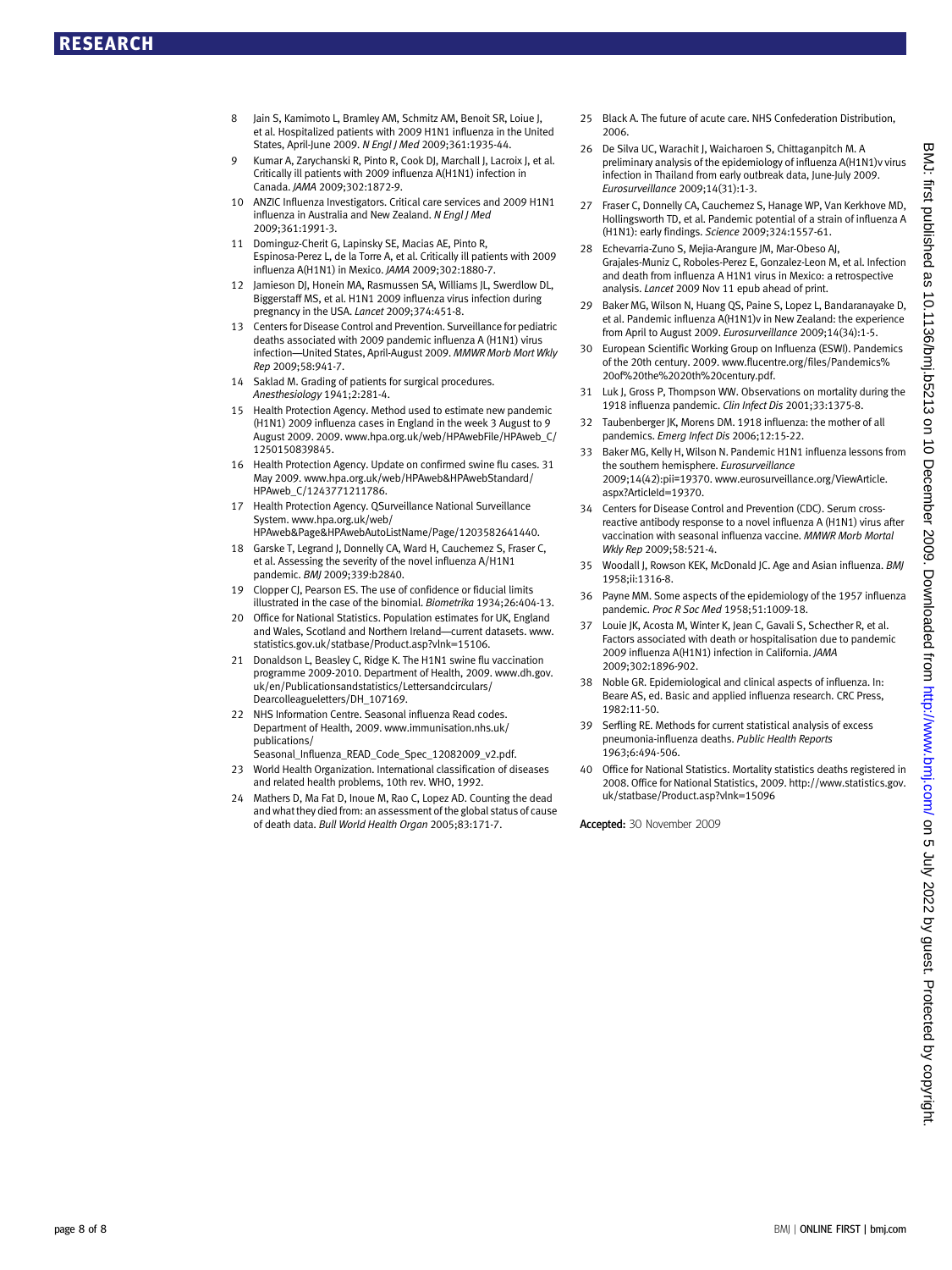8 Jain S, Kamimoto L, Bramley AM, Schmitz AM, Benoit SR, Loiue J, et al. Hospitalized patients with 2009 H1N1 influenza in the United States, April-June 2009. *N Engl J Med* 2009;361:1935-44.

9 Kumar A, Zarychanski R, Pinto R, Cook DJ, Marchall J, Lacroix J, et al. Critically ill patients with 2009 influenza A(H1N1) infection in Canada. *JAMA* 2009;302:1872-9.

10 ANZIC Influenza Investigators. Critical care services and 2009 H1N1 influenza in Australia and New Zealand. *N Engl J Med* 2009;361:1991-3.

11 Dominguz-Cherit G, Lapinsky SE, Macias AE, Pinto R, Espinosa-Perez L, de la Torre A, et al. Critically ill patients with 2009 influenza A(H1N1) in Mexico. *JAMA* 2009;302:1880-7.

12 Jamieson DJ, Honein MA, Rasmussen SA, Williams JL, Swerdlow DL, Biggerstaff MS, et al. H1N1 2009 influenza virus infection during pregnancy in the USA. *Lancet* 2009;374:451-8.

13 Centers for Disease Control and Prevention. Surveillance for pediatric deaths associated with 2009 pandemic influenza A (H1N1) virus infection—United States, April-August 2009. *MMWR Morb Mort Wkly Rep* 2009;58:941-7.

14 Saklad M. Grading of patients for surgical procedures. *Anesthesiology* 1941;2:281-4.

15 Health Protection Agency. Method used to estimate new pandemic (H1N1) 2009 influenza cases in England in the week 3 August to 9 August 2009. 2009. www.hpa.org.uk/web/HPAwebFile/HPAweb_C/1250150839845.

16 Health Protection Agency. Update on confirmed swine flu cases. 31 May 2009. www.hpa.org.uk/web/HPAweb&HPAwebStandard/HPAweb_C/1243771211786.

17 Health Protection Agency. QSurveillance National Surveillance System. www.hpa.org.uk/web/HPAweb&Page&HPAwebAutoListName/Page/1203582641440.

18 Garske T, Legrand J, Donnelly CA, Ward H, Cauchemez S, Fraser C, et al. Assessing the severity of the novel influenza A/H1N1 pandemic. *BMJ* 2009;339:b2840.

19 Clopper CJ, Pearson ES. The use of confidence or fiducial limits illustrated in the case of the binomial. *Biometrika* 1934;26:404-13.

20 Office for National Statistics. Population estimates for UK, England and Wales, Scotland and Northern Ireland—current datasets. www.statistics.gov.uk/statbase/Product.asp?vlnk=15106.

21 Donaldson L, Beasley C, Ridge K. The H1N1 swine flu vaccination programme 2009-2010. Department of Health, 2009. www.dh.gov.uk/en/Publicationsandstatistics/Lettersandcirculars/Dearcolleagueletters/DH_107169.

22 NHS Information Centre. Seasonal influenza Read codes. Department of Health, 2009. www.immunisation.nhs.uk/publications/Seasonal_Influenza_READ_Code_Spec_12082009_v2.pdf.

23 World Health Organization. International classification of diseases and related health problems, 10th rev. WHO, 1992.

24 Mathers D, Ma Fat D, Inoue M, Rao C, Lopez AD. Counting the dead and what they died from: an assessment of the global status of cause of death data. *Bull World Health Organ* 2005;83:171-7.

25 Black A. The future of acute care. NHS Confederation Distribution, 2006.

26 De Silva UC, Warachit J, Waicharoen S, Chittaganpitch M. A preliminary analysis of the epidemiology of influenza A(H1N1)v virus infection in Thailand from early outbreak data, June-July 2009. *Eurosurveillance* 2009;14(31):1-3.

27 Fraser C, Donnelly CA, Cauchemez S, Hanage WP, Van Kerkhove MD, Hollingsworth TD, et al. Pandemic potential of a strain of influenza A (H1N1): early findings. *Science* 2009;324:1557-61.

28 Echevarria-Zuno S, Mejia-Arangure JM, Mar-Obeso AJ, Grajales-Muniz C, Roboles-Perez E, Gonzalez-Leon M, et al. Infection and death from influenza A H1N1 virus in Mexico: a retrospective analysis. *Lancet* 2009 Nov 11 epub ahead of print.

29 Baker MG, Wilson N, Huang QS, Paine S, Lopez L, Bandaranayake D, et al. Pandemic influenza A(H1N1)v in New Zealand: the experience from April to August 2009. *Eurosurveillance* 2009;14(34):1-5.

30 European Scientific Working Group on Influenza (ESWI). Pandemics of the 20th century. 2009. www.flucentre.org/files/Pandemics%20of%20the%2020th%20century.pdf.

31 Luk J, Gross P, Thompson WW. Observations on mortality during the 1918 influenza pandemic. *Clin Infect Dis* 2001;33:1375-8.

32 Taubenberger JK, Morens DM. 1918 influenza: the mother of all pandemics. *Emerg Infect Dis* 2006;12:15-22.

33 Baker MG, Kelly H, Wilson N. Pandemic H1N1 influenza lessons from the southern hemisphere. *Eurosurveillance* 2009;14(42):pii=19370. www.eurosurveillance.org/ViewArticle.aspx?ArticleId=19370.

34 Centers for Disease Control and Prevention (CDC). Serum cross-reactive antibody response to a novel influenza A (H1N1) virus after vaccination with seasonal influenza vaccine. *MMWR Morb Mortal Wkly Rep* 2009;58:521-4.

35 Woodall J, Rowson KEK, McDonald JC. Age and Asian influenza. *BMJ* 1958;ii:1316-8.

36 Payne MM. Some aspects of the epidemiology of the 1957 influenza pandemic. *Proc R Soc Med* 1958;51:1009-18.

37 Louie JK, Acosta M, Winter K, Jean C, Gavali S, Schecther R, et al. Factors associated with death or hospitalisation due to pandemic 2009 influenza A(H1N1) infection in California. *JAMA* 2009;302:1896-902.

38 Noble GR. Epidemiological and clinical aspects of influenza. In: Beare AS, ed. Basic and applied influenza research. CRC Press, 1982:11-50.

39 Serfling RE. Methods for current statistical analysis of excess pneumonia-influenza deaths. *Public Health Reports* 1963;6:494-506.

40 Office for National Statistics. Mortality statistics deaths registered in 2008. Office for National Statistics, 2009. http://www.statistics.gov.uk/statbase/Product.asp?vlnk=15096

**Accepted:** 30 November 2009